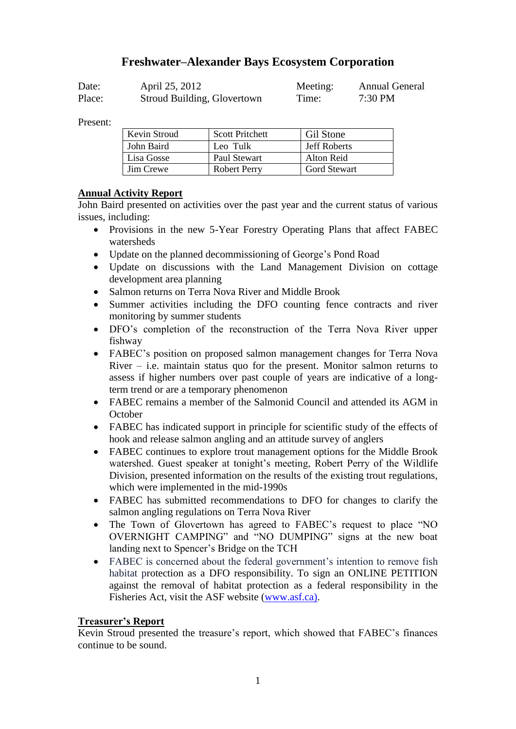# Freshwater–Alexander Bays Ecosystem Corporation

| | | | |
|---|---|---|---|
| Date: | April 25, 2012 | Meeting: | Annual General |
| Place: | Stroud Building, Glovertown | Time: | 7:30 PM |

Present:

| | | |
|---|---|---|
| Kevin Stroud | Scott Pritchett | Gil Stone |
| John Baird | Leo Tulk | Jeff Roberts |
| Lisa Gosse | Paul Stewart | Alton Reid |
| Jim Crewe | Robert Perry | Gord Stewart |

## Annual Activity Report

John Baird presented on activities over the past year and the current status of various issues, including:

- Provisions in the new 5-Year Forestry Operating Plans that affect FABEC watersheds
- Update on the planned decommissioning of George's Pond Road
- Update on discussions with the Land Management Division on cottage development area planning
- Salmon returns on Terra Nova River and Middle Brook
- Summer activities including the DFO counting fence contracts and river monitoring by summer students
- DFO's completion of the reconstruction of the Terra Nova River upper fishway
- FABEC's position on proposed salmon management changes for Terra Nova River – i.e. maintain status quo for the present. Monitor salmon returns to assess if higher numbers over past couple of years are indicative of a long-term trend or are a temporary phenomenon
- FABEC remains a member of the Salmonid Council and attended its AGM in October
- FABEC has indicated support in principle for scientific study of the effects of hook and release salmon angling and an attitude survey of anglers
- FABEC continues to explore trout management options for the Middle Brook watershed. Guest speaker at tonight's meeting, Robert Perry of the Wildlife Division, presented information on the results of the existing trout regulations, which were implemented in the mid-1990s
- FABEC has submitted recommendations to DFO for changes to clarify the salmon angling regulations on Terra Nova River
- The Town of Glovertown has agreed to FABEC's request to place "NO OVERNIGHT CAMPING" and "NO DUMPING" signs at the new boat landing next to Spencer's Bridge on the TCH
- FABEC is concerned about the federal government's intention to remove fish habitat protection as a DFO responsibility. To sign an ONLINE PETITION against the removal of habitat protection as a federal responsibility in the Fisheries Act, visit the ASF website (www.asf.ca).

## Treasurer's Report

Kevin Stroud presented the treasure's report, which showed that FABEC's finances continue to be sound.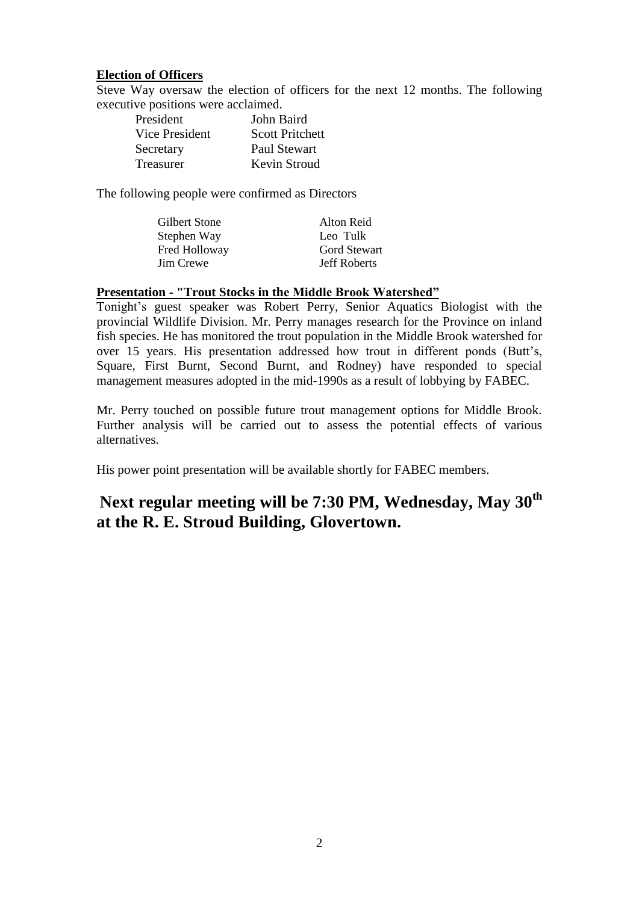**Election of Officers**

Steve Way oversaw the election of officers for the next 12 months. The following executive positions were acclaimed.

| | |
|---|---|
| President | John Baird |
| Vice President | Scott Pritchett |
| Secretary | Paul Stewart |
| Treasurer | Kevin Stroud |

The following people were confirmed as Directors

| | |
|---|---|
| Gilbert Stone | Alton Reid |
| Stephen Way | Leo Tulk |
| Fred Holloway | Gord Stewart |
| Jim Crewe | Jeff Roberts |

**Presentation - "Trout Stocks in the Middle Brook Watershed"**

Tonight's guest speaker was Robert Perry, Senior Aquatics Biologist with the provincial Wildlife Division. Mr. Perry manages research for the Province on inland fish species. He has monitored the trout population in the Middle Brook watershed for over 15 years. His presentation addressed how trout in different ponds (Butt's, Square, First Burnt, Second Burnt, and Rodney) have responded to special management measures adopted in the mid-1990s as a result of lobbying by FABEC.

Mr. Perry touched on possible future trout management options for Middle Brook. Further analysis will be carried out to assess the potential effects of various alternatives.

His power point presentation will be available shortly for FABEC members.

## Next regular meeting will be 7:30 PM, Wednesday, May 30th at the R. E. Stroud Building, Glovertown.